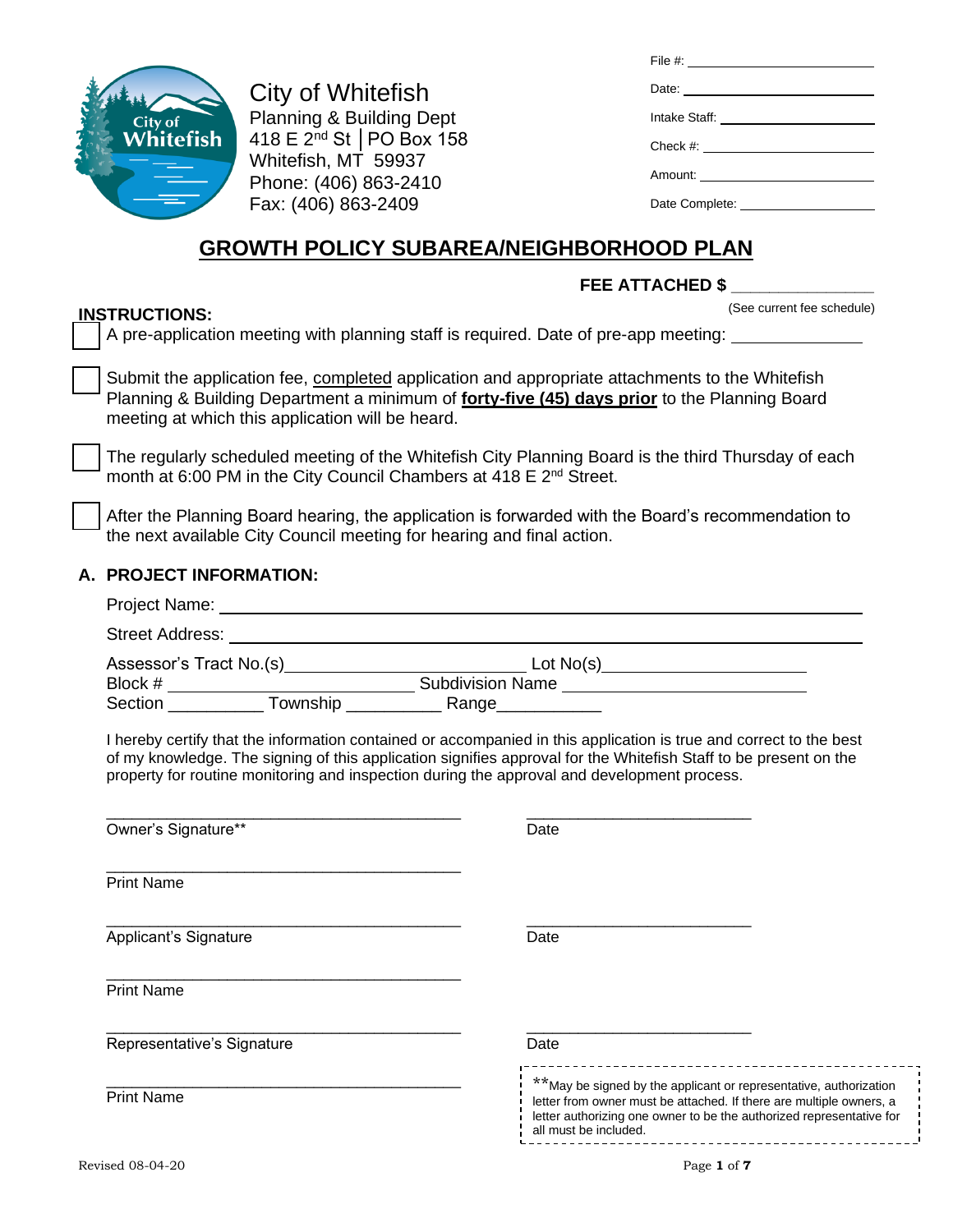City of Whitefish
Planning & Building Dept
418 E 2nd St │PO Box 158
Whitefish, MT 59937
Phone: (406) 863-2410
Fax: (406) 863-2409

File #: ____________________
Date: ____________________
Intake Staff: ____________________
Check #: ____________________
Amount: ____________________
Date Complete: ____________________

# GROWTH POLICY SUBAREA/NEIGHBORHOOD PLAN

**FEE ATTACHED $** ____________
(See current fee schedule)

**INSTRUCTIONS:**

- ☐ A pre-application meeting with planning staff is required. Date of pre-app meeting: ____________
- ☐ Submit the application fee, completed application and appropriate attachments to the Whitefish Planning & Building Department a minimum of **forty-five (45) days prior** to the Planning Board meeting at which this application will be heard.
- ☐ The regularly scheduled meeting of the Whitefish City Planning Board is the third Thursday of each month at 6:00 PM in the City Council Chambers at 418 E 2nd Street.
- ☐ After the Planning Board hearing, the application is forwarded with the Board's recommendation to the next available City Council meeting for hearing and final action.

## A. PROJECT INFORMATION:

Project Name: ____________________________________________

Street Address: ____________________________________________

Assessor's Tract No.(s) ____________________ Lot No(s) ____________________
Block # ____________________ Subdivision Name ____________________
Section __________ Township __________ Range___________

I hereby certify that the information contained or accompanied in this application is true and correct to the best of my knowledge. The signing of this application signifies approval for the Whitefish Staff to be present on the property for routine monitoring and inspection during the approval and development process.

_________________________________________ ___________________________
Owner's Signature** Date

_________________________________________
Print Name

_________________________________________ ___________________________
Applicant's Signature Date

_________________________________________
Print Name

_________________________________________ ___________________________
Representative's Signature Date

_________________________________________
Print Name

**May be signed by the applicant or representative, authorization letter from owner must be attached. If there are multiple owners, a letter authorizing one owner to be the authorized representative for all must be included.

Revised 08-04-20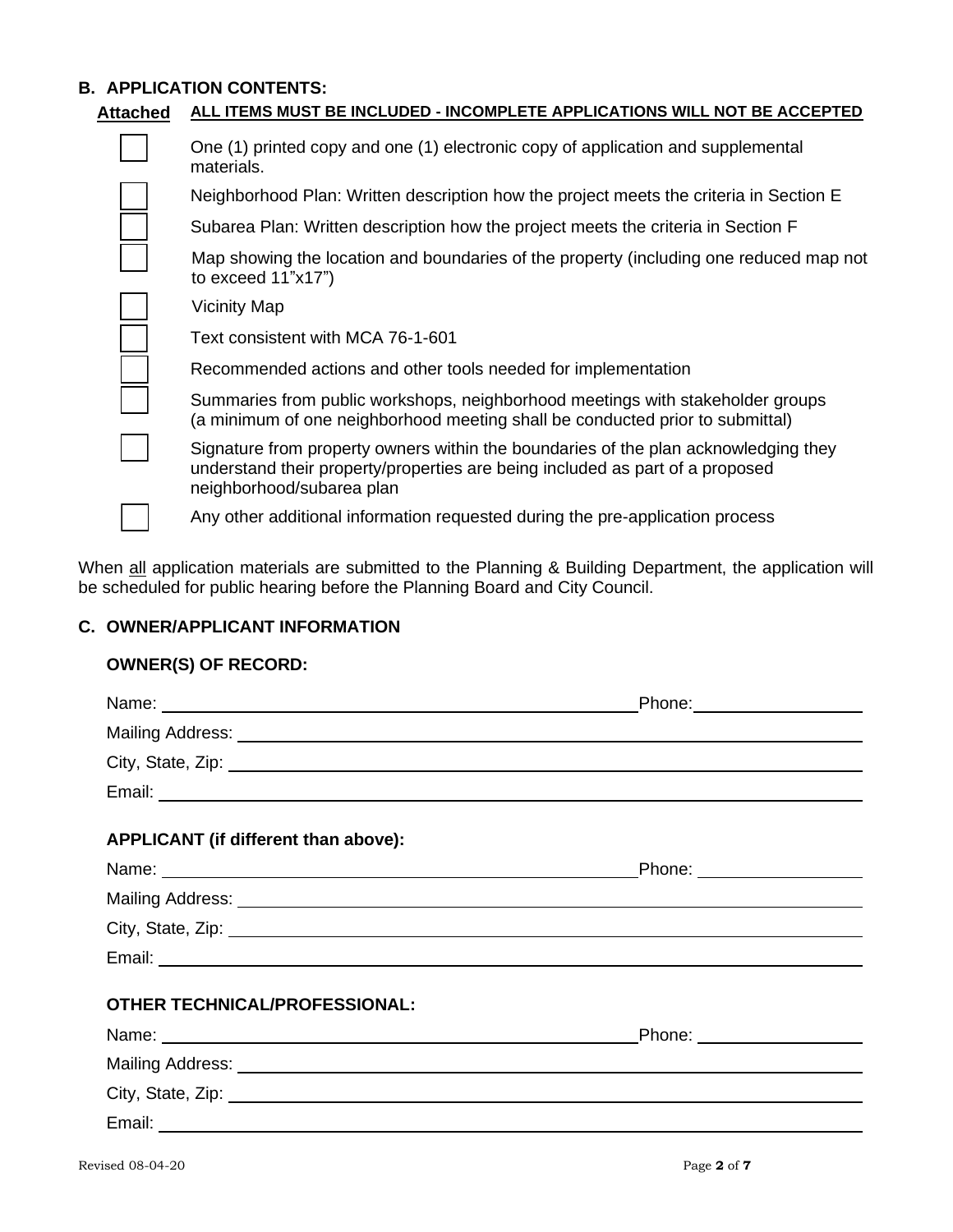## B. APPLICATION CONTENTS:

**Attached** — **ALL ITEMS MUST BE INCLUDED - INCOMPLETE APPLICATIONS WILL NOT BE ACCEPTED**

- [ ] One (1) printed copy and one (1) electronic copy of application and supplemental materials.
- [ ] Neighborhood Plan: Written description how the project meets the criteria in Section E
- [ ] Subarea Plan: Written description how the project meets the criteria in Section F
- [ ] Map showing the location and boundaries of the property (including one reduced map not to exceed 11"x17")
- [ ] Vicinity Map
- [ ] Text consistent with MCA 76-1-601
- [ ] Recommended actions and other tools needed for implementation
- [ ] Summaries from public workshops, neighborhood meetings with stakeholder groups (a minimum of one neighborhood meeting shall be conducted prior to submittal)
- [ ] Signature from property owners within the boundaries of the plan acknowledging they understand their property/properties are being included as part of a proposed neighborhood/subarea plan
- [ ] Any other additional information requested during the pre-application process

When all application materials are submitted to the Planning & Building Department, the application will be scheduled for public hearing before the Planning Board and City Council.

## C. OWNER/APPLICANT INFORMATION

### OWNER(S) OF RECORD:

Name: ______________________ Phone: ______________

Mailing Address: ______________________

City, State, Zip: ______________________

Email: ______________________

### APPLICANT (if different than above):

Name: ______________________ Phone: ______________

Mailing Address: ______________________

City, State, Zip: ______________________

Email: ______________________

### OTHER TECHNICAL/PROFESSIONAL:

Name: ______________________ Phone: ______________

Mailing Address: ______________________

City, State, Zip: ______________________

Email: ______________________

Revised 08-04-20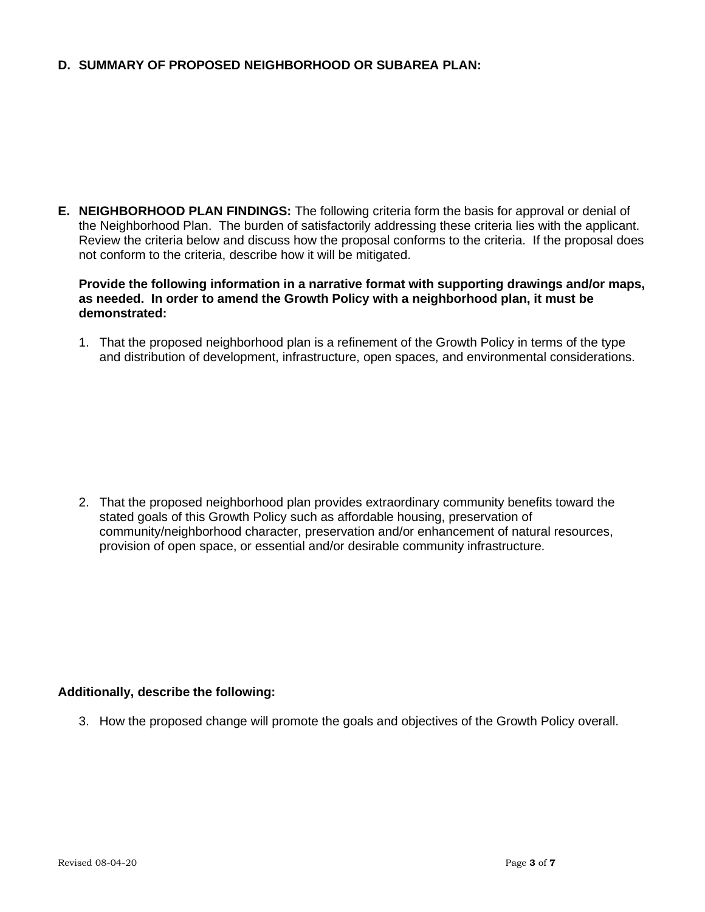**D. SUMMARY OF PROPOSED NEIGHBORHOOD OR SUBAREA PLAN:**

**E. NEIGHBORHOOD PLAN FINDINGS:** The following criteria form the basis for approval or denial of the Neighborhood Plan. The burden of satisfactorily addressing these criteria lies with the applicant. Review the criteria below and discuss how the proposal conforms to the criteria. If the proposal does not conform to the criteria, describe how it will be mitigated.

**Provide the following information in a narrative format with supporting drawings and/or maps, as needed. In order to amend the Growth Policy with a neighborhood plan, it must be demonstrated:**

1. That the proposed neighborhood plan is a refinement of the Growth Policy in terms of the type and distribution of development, infrastructure, open spaces, and environmental considerations.

2. That the proposed neighborhood plan provides extraordinary community benefits toward the stated goals of this Growth Policy such as affordable housing, preservation of community/neighborhood character, preservation and/or enhancement of natural resources, provision of open space, or essential and/or desirable community infrastructure.

**Additionally, describe the following:**

3. How the proposed change will promote the goals and objectives of the Growth Policy overall.

Revised 08-04-20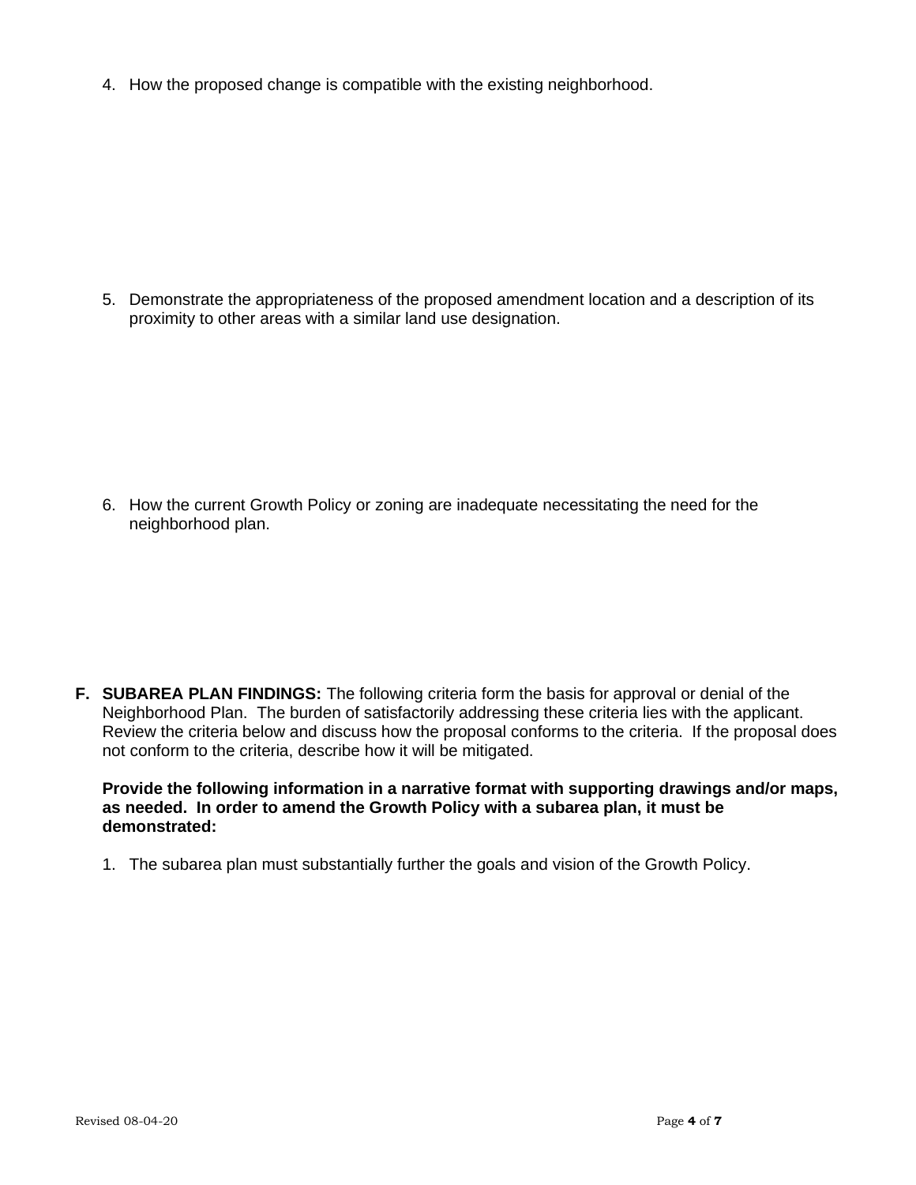4. How the proposed change is compatible with the existing neighborhood.

5. Demonstrate the appropriateness of the proposed amendment location and a description of its proximity to other areas with a similar land use designation.

6. How the current Growth Policy or zoning are inadequate necessitating the need for the neighborhood plan.

**F. SUBAREA PLAN FINDINGS:** The following criteria form the basis for approval or denial of the Neighborhood Plan. The burden of satisfactorily addressing these criteria lies with the applicant. Review the criteria below and discuss how the proposal conforms to the criteria. If the proposal does not conform to the criteria, describe how it will be mitigated.

**Provide the following information in a narrative format with supporting drawings and/or maps, as needed. In order to amend the Growth Policy with a subarea plan, it must be demonstrated:**

1. The subarea plan must substantially further the goals and vision of the Growth Policy.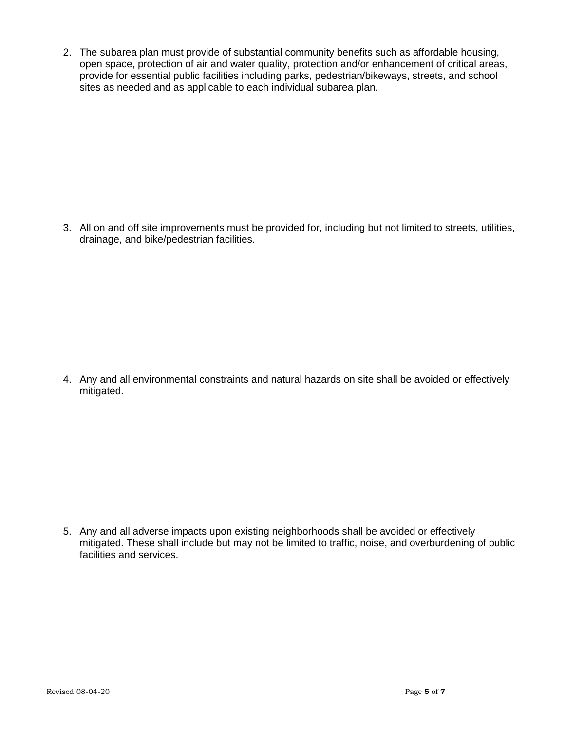2. The subarea plan must provide of substantial community benefits such as affordable housing, open space, protection of air and water quality, protection and/or enhancement of critical areas, provide for essential public facilities including parks, pedestrian/bikeways, streets, and school sites as needed and as applicable to each individual subarea plan.

3. All on and off site improvements must be provided for, including but not limited to streets, utilities, drainage, and bike/pedestrian facilities.

4. Any and all environmental constraints and natural hazards on site shall be avoided or effectively mitigated.

5. Any and all adverse impacts upon existing neighborhoods shall be avoided or effectively mitigated. These shall include but may not be limited to traffic, noise, and overburdening of public facilities and services.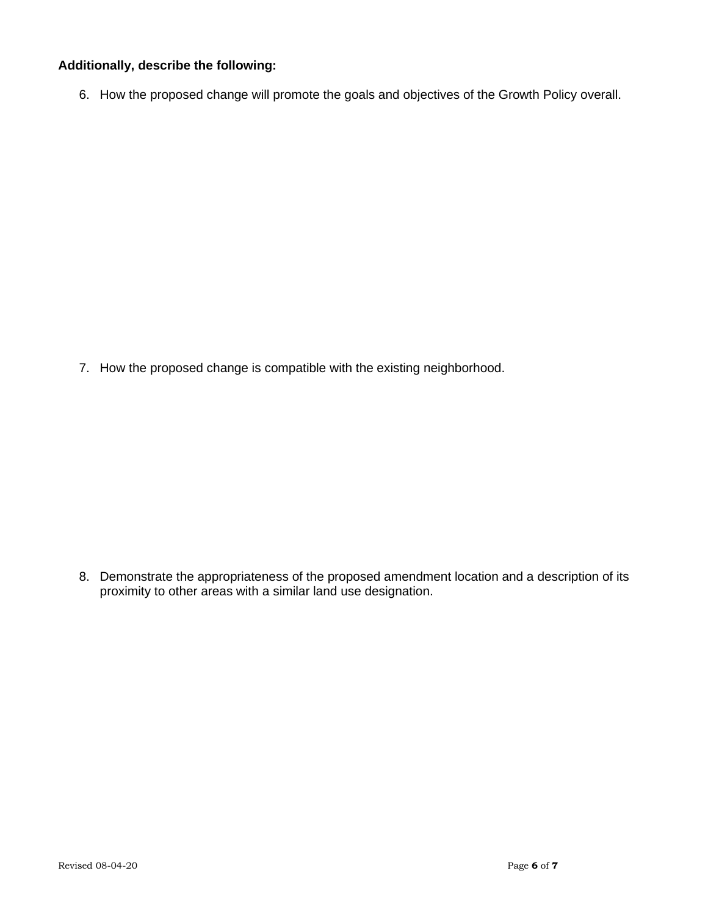**Additionally, describe the following:**

6. How the proposed change will promote the goals and objectives of the Growth Policy overall.

7. How the proposed change is compatible with the existing neighborhood.

8. Demonstrate the appropriateness of the proposed amendment location and a description of its proximity to other areas with a similar land use designation.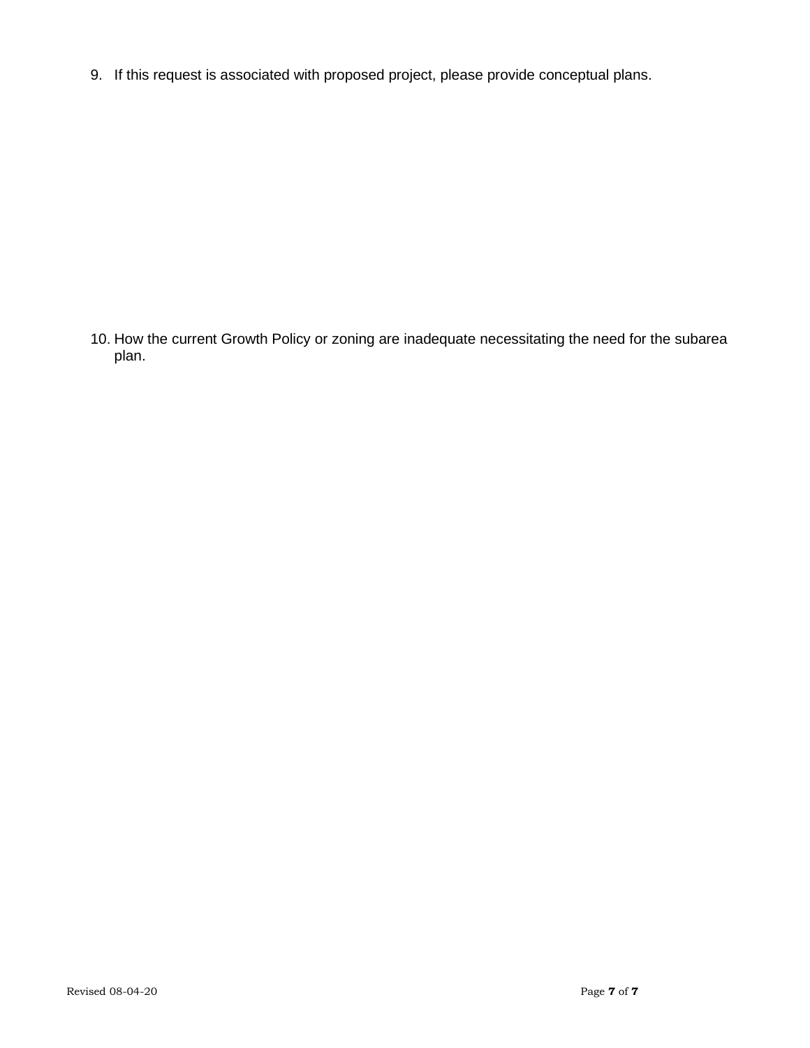9. If this request is associated with proposed project, please provide conceptual plans.

10. How the current Growth Policy or zoning are inadequate necessitating the need for the subarea plan.